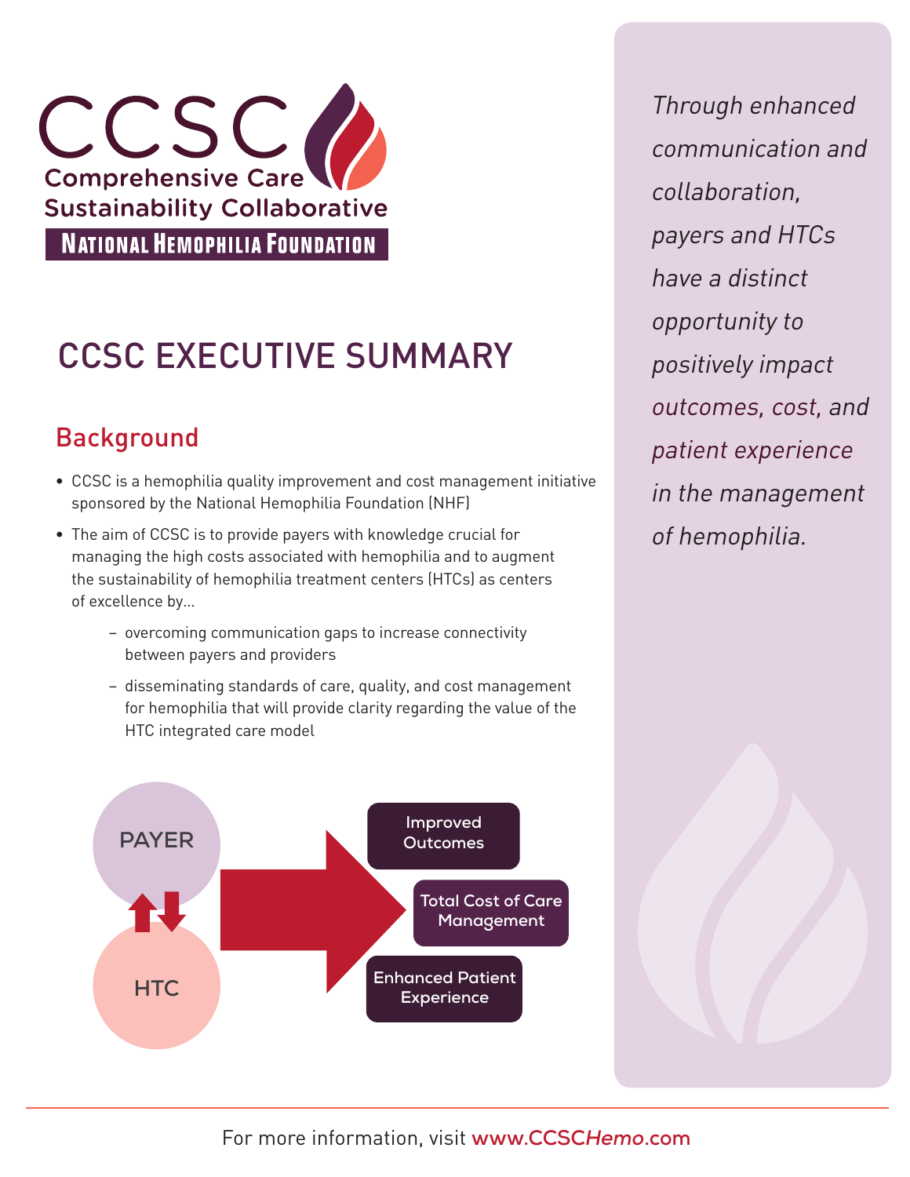CCSC

Comprehensive Care Sustainability Collaborative

NATIONAL HEMOPHILIA FOUNDATION

# CCSC EXECUTIVE SUMMARY

## Background

- CCSC is a hemophilia quality improvement and cost management initiative sponsored by the National Hemophilia Foundation (NHF)
- The aim of CCSC is to provide payers with knowledge crucial for managing the high costs associated with hemophilia and to augment the sustainability of hemophilia treatment centers (HTCs) as centers of excellence by...
  - overcoming communication gaps to increase connectivity between payers and providers
  - disseminating standards of care, quality, and cost management for hemophilia that will provide clarity regarding the value of the HTC integrated care model

PAYER

HTC

Improved Outcomes

Total Cost of Care Management

Enhanced Patient Experience

*Through enhanced communication and collaboration, payers and HTCs have a distinct opportunity to positively impact outcomes, cost, and patient experience in the management of hemophilia.*

For more information, visit **www.CCSC*Hemo*.com**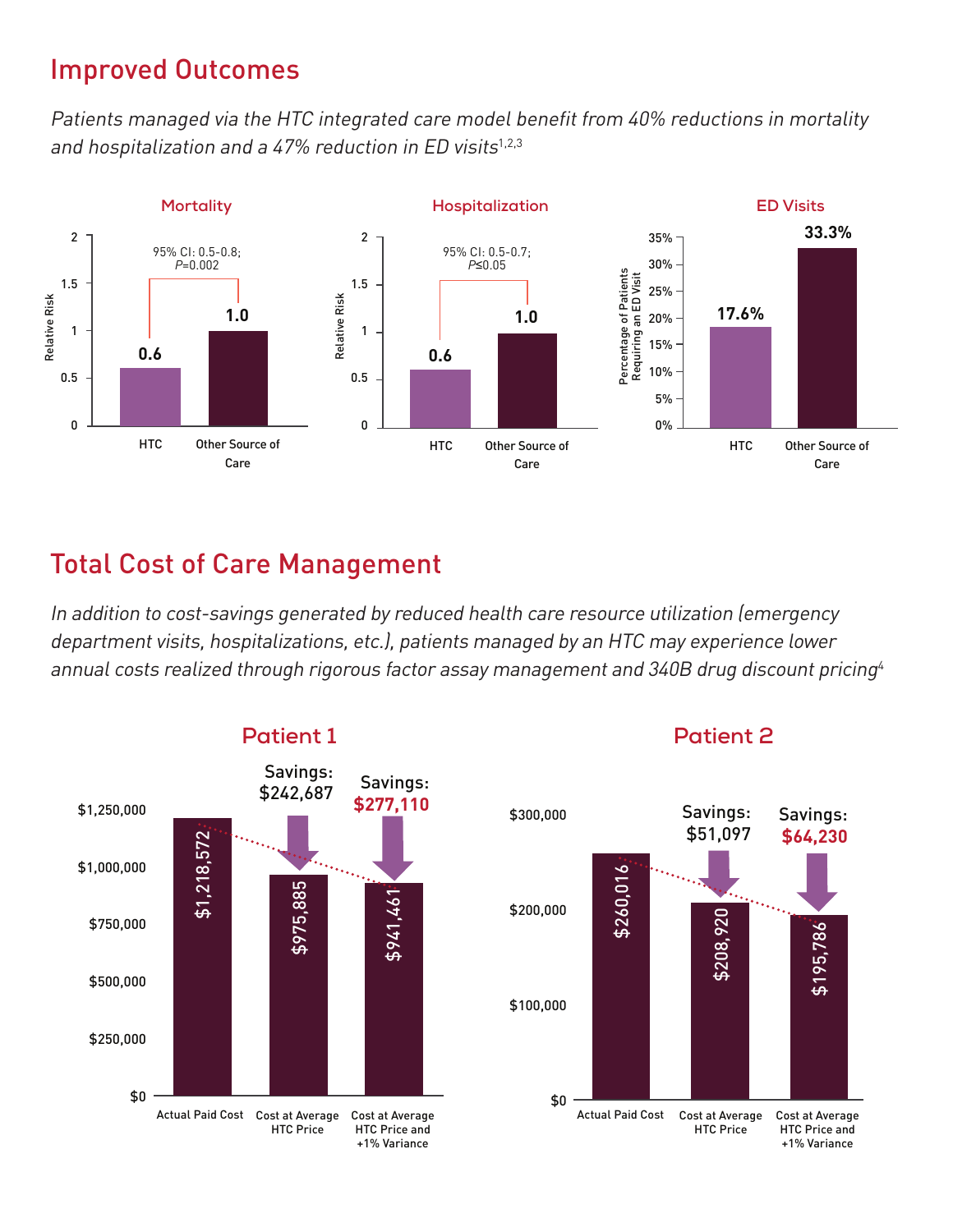## Improved Outcomes

*Patients managed via the HTC integrated care model benefit from 40% reductions in mortality and hospitalization and a 47% reduction in ED visits*[1,2,3]

### Mortality

95% CI: 0.5-0.8; *P*=0.002

| | Relative Risk |
|---|---|
| HTC | 0.6 |
| Other Source of Care | 1.0 |

### Hospitalization

95% CI: 0.5-0.7; *P*≤0.05

| | Relative Risk |
|---|---|
| HTC | 0.6 |
| Other Source of Care | 1.0 |

### ED Visits

| | Percentage of Patients Requiring an ED Visit |
|---|---|
| HTC | 17.6% |
| Other Source of Care | 33.3% |

## Total Cost of Care Management

*In addition to cost-savings generated by reduced health care resource utilization (emergency department visits, hospitalizations, etc.), patients managed by an HTC may experience lower annual costs realized through rigorous factor assay management and 340B drug discount pricing*[4]

### Patient 1

| | Cost | Savings |
|---|---|---|
| Actual Paid Cost | $1,218,572 | |
| Cost at Average HTC Price | $975,885 | $242,687 |
| Cost at Average HTC Price and +1% Variance | $941,461 | **$277,110** |

### Patient 2

| | Cost | Savings |
|---|---|---|
| Actual Paid Cost | $260,016 | |
| Cost at Average HTC Price | $208,920 | $51,097 |
| Cost at Average HTC Price and +1% Variance | $195,786 | **$64,230** |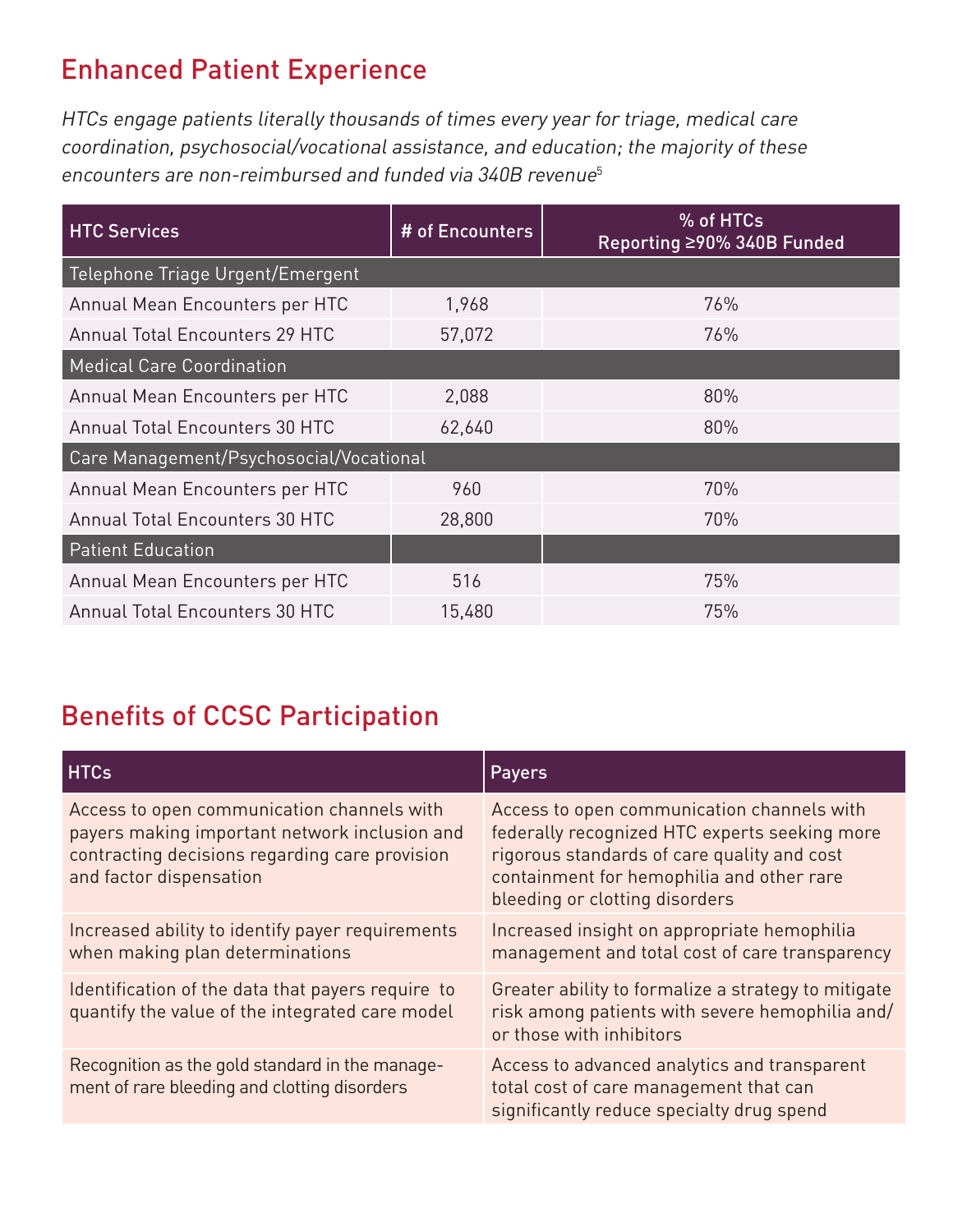## Enhanced Patient Experience

*HTCs engage patients literally thousands of times every year for triage, medical care coordination, psychosocial/vocational assistance, and education; the majority of these encounters are non-reimbursed and funded via 340B revenue*[5]

| HTC Services | # of Encounters | % of HTCs Reporting ≥90% 340B Funded |
|---|---|---|
| Telephone Triage Urgent/Emergent | | |
| Annual Mean Encounters per HTC | 1,968 | 76% |
| Annual Total Encounters 29 HTC | 57,072 | 76% |
| Medical Care Coordination | | |
| Annual Mean Encounters per HTC | 2,088 | 80% |
| Annual Total Encounters 30 HTC | 62,640 | 80% |
| Care Management/Psychosocial/Vocational | | |
| Annual Mean Encounters per HTC | 960 | 70% |
| Annual Total Encounters 30 HTC | 28,800 | 70% |
| Patient Education | | |
| Annual Mean Encounters per HTC | 516 | 75% |
| Annual Total Encounters 30 HTC | 15,480 | 75% |

## Benefits of CCSC Participation

| HTCs | Payers |
|---|---|
| Access to open communication channels with payers making important network inclusion and contracting decisions regarding care provision and factor dispensation | Access to open communication channels with federally recognized HTC experts seeking more rigorous standards of care quality and cost containment for hemophilia and other rare bleeding or clotting disorders |
| Increased ability to identify payer requirements when making plan determinations | Increased insight on appropriate hemophilia management and total cost of care transparency |
| Identification of the data that payers require to quantify the value of the integrated care model | Greater ability to formalize a strategy to mitigate risk among patients with severe hemophilia and/or those with inhibitors |
| Recognition as the gold standard in the management of rare bleeding and clotting disorders | Access to advanced analytics and transparent total cost of care management that can significantly reduce specialty drug spend |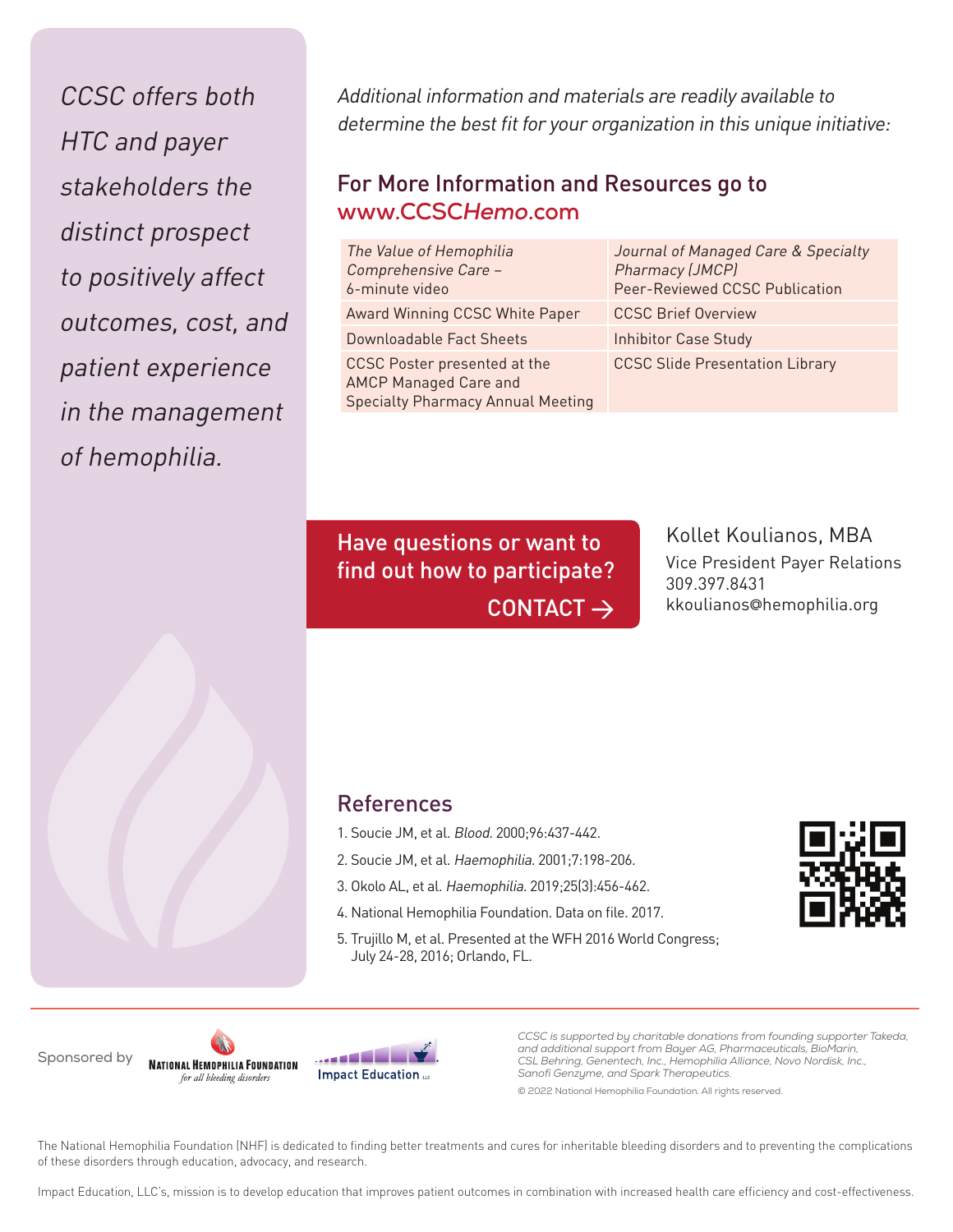*CCSC offers both HTC and payer stakeholders the distinct prospect to positively affect outcomes, cost, and patient experience in the management of hemophilia.*

*Additional information and materials are readily available to determine the best fit for your organization in this unique initiative:*

## For More Information and Resources go to www.CCSC*Hemo*.com

| | |
|---|---|
| *The Value of Hemophilia Comprehensive Care –* 6-minute video | *Journal of Managed Care & Specialty Pharmacy (JMCP)* Peer-Reviewed CCSC Publication |
| Award Winning CCSC White Paper | CCSC Brief Overview |
| Downloadable Fact Sheets | Inhibitor Case Study |
| CCSC Poster presented at the AMCP Managed Care and Specialty Pharmacy Annual Meeting | CCSC Slide Presentation Library |

**Have questions or want to find out how to participate?**

**CONTACT →**

Kollet Koulianos, MBA
Vice President Payer Relations
309.397.8431
kkoulianos@hemophilia.org

## References

1. Soucie JM, et al. *Blood.* 2000;96:437-442.
2. Soucie JM, et al. *Haemophilia.* 2001;7:198-206.
3. Okolo AL, et al. *Haemophilia.* 2019;25(3):456-462.
4. National Hemophilia Foundation. Data on file. 2017.
5. Trujillo M, et al. Presented at the WFH 2016 World Congress; July 24-28, 2016; Orlando, FL.

Sponsored by National Hemophilia Foundation *for all bleeding disorders* | Impact Education LLC

*CCSC is supported by charitable donations from founding supporter Takeda, and additional support from Bayer AG, Pharmaceuticals, BioMarin, CSL Behring, Genentech, Inc., Hemophilia Alliance, Novo Nordisk, Inc., Sanofi Genzyme, and Spark Therapeutics.*

© 2022 National Hemophilia Foundation. All rights reserved.

The National Hemophilia Foundation (NHF) is dedicated to finding better treatments and cures for inheritable bleeding disorders and to preventing the complications of these disorders through education, advocacy, and research.

Impact Education, LLC's, mission is to develop education that improves patient outcomes in combination with increased health care efficiency and cost-effectiveness.